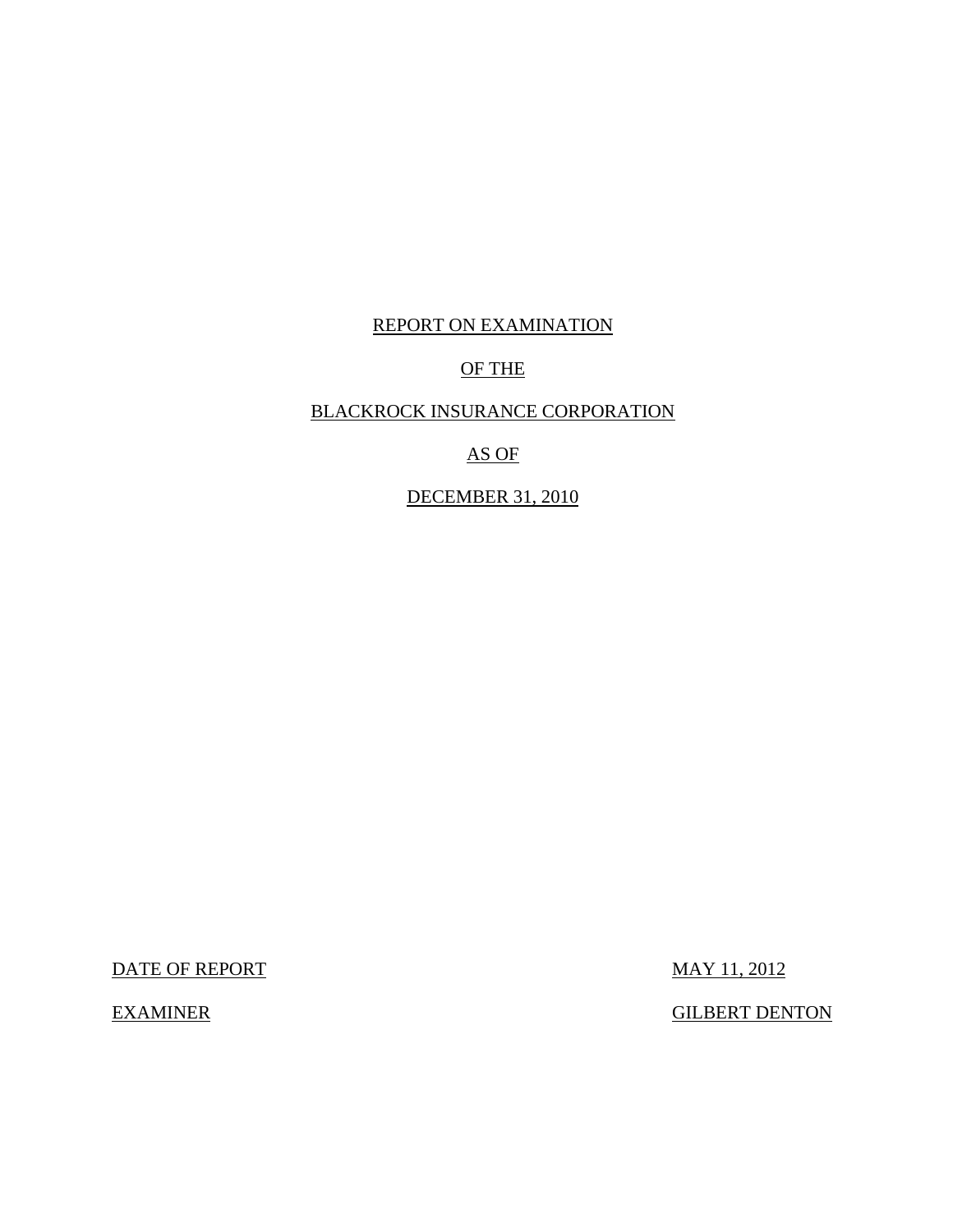REPORT ON EXAMINATION

OF THE

BLACKROCK INSURANCE CORPORATION

AS OF

DECEMBER 31, 2010

DATE OF REPORT MAY 11, 2012

EXAMINER GILBERT DENTON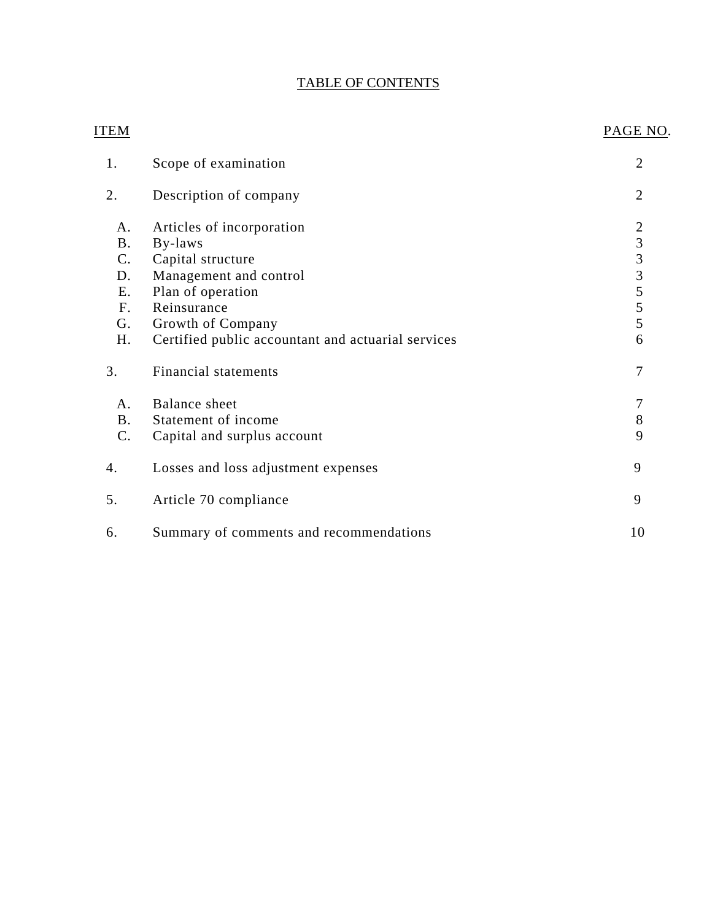# TABLE OF CONTENTS

| ITEM | | PAGE NO. |
|---|---|---|
| 1. | Scope of examination | 2 |
| 2. | Description of company | 2 |
| A. | Articles of incorporation | 2 |
| B. | By-laws | 3 |
| C. | Capital structure | 3 |
| D. | Management and control | 3 |
| E. | Plan of operation | 5 |
| F. | Reinsurance | 5 |
| G. | Growth of Company | 5 |
| H. | Certified public accountant and actuarial services | 6 |
| 3. | Financial statements | 7 |
| A. | Balance sheet | 7 |
| B. | Statement of income | 8 |
| C. | Capital and surplus account | 9 |
| 4. | Losses and loss adjustment expenses | 9 |
| 5. | Article 70 compliance | 9 |
| 6. | Summary of comments and recommendations | 10 |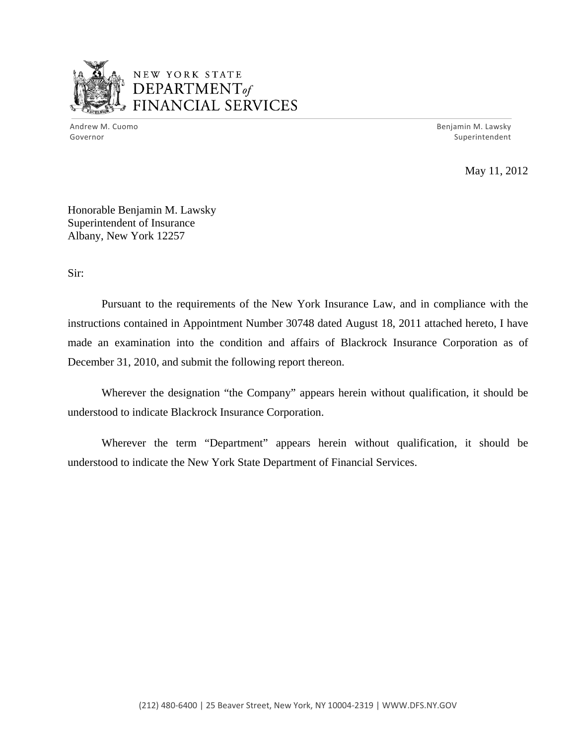NEW YORK STATE
DEPARTMENT *of*
FINANCIAL SERVICES

Andrew M. Cuomo
Governor

Benjamin M. Lawsky
Superintendent

May 11, 2012

Honorable Benjamin M. Lawsky
Superintendent of Insurance
Albany, New York 12257

Sir:

Pursuant to the requirements of the New York Insurance Law, and in compliance with the instructions contained in Appointment Number 30748 dated August 18, 2011 attached hereto, I have made an examination into the condition and affairs of Blackrock Insurance Corporation as of December 31, 2010, and submit the following report thereon.

Wherever the designation "the Company" appears herein without qualification, it should be understood to indicate Blackrock Insurance Corporation.

Wherever the term "Department" appears herein without qualification, it should be understood to indicate the New York State Department of Financial Services.

(212) 480-6400 | 25 Beaver Street, New York, NY 10004-2319 | WWW.DFS.NY.GOV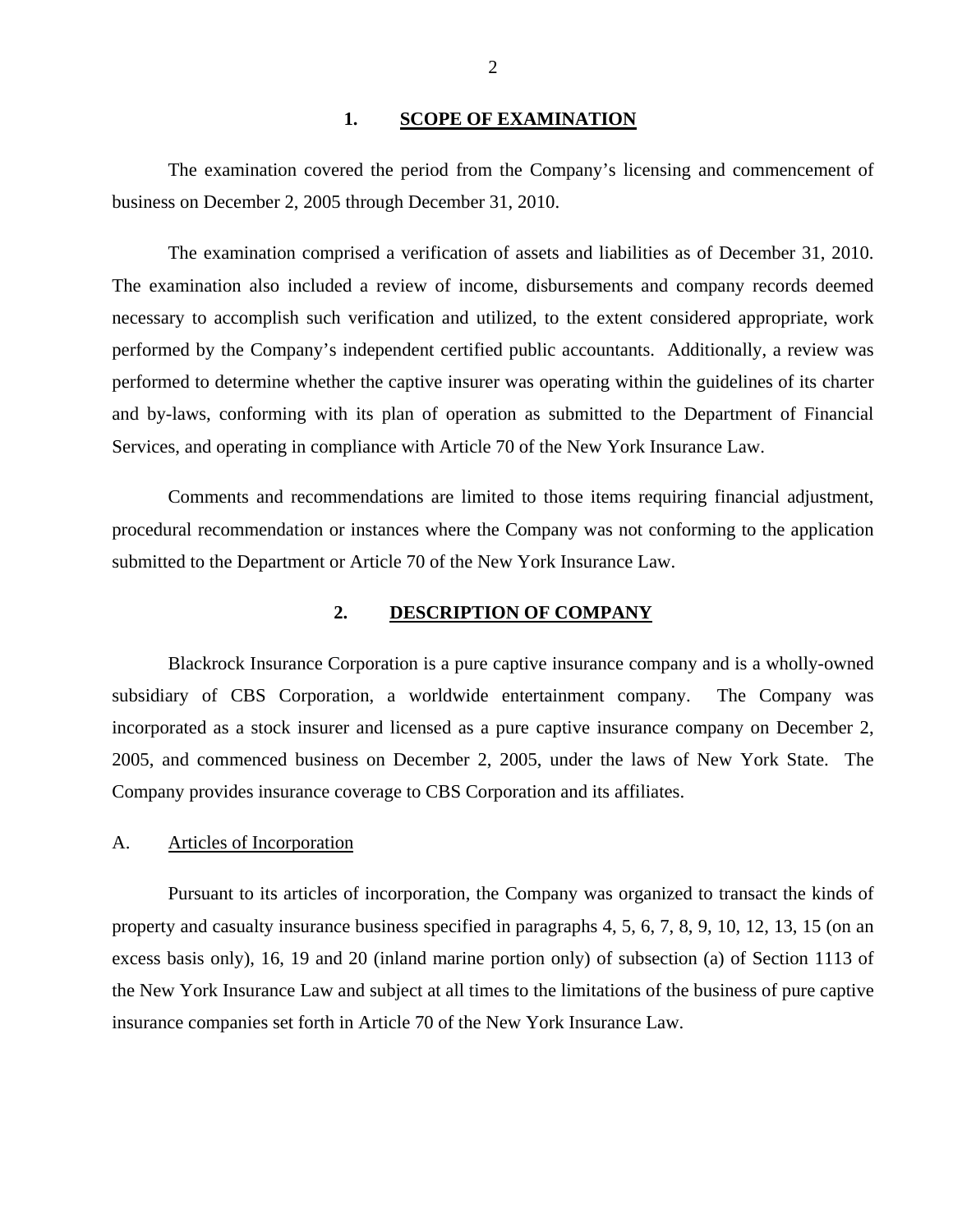## 1. SCOPE OF EXAMINATION

The examination covered the period from the Company's licensing and commencement of business on December 2, 2005 through December 31, 2010.

The examination comprised a verification of assets and liabilities as of December 31, 2010. The examination also included a review of income, disbursements and company records deemed necessary to accomplish such verification and utilized, to the extent considered appropriate, work performed by the Company's independent certified public accountants. Additionally, a review was performed to determine whether the captive insurer was operating within the guidelines of its charter and by-laws, conforming with its plan of operation as submitted to the Department of Financial Services, and operating in compliance with Article 70 of the New York Insurance Law.

Comments and recommendations are limited to those items requiring financial adjustment, procedural recommendation or instances where the Company was not conforming to the application submitted to the Department or Article 70 of the New York Insurance Law.

## 2. DESCRIPTION OF COMPANY

Blackrock Insurance Corporation is a pure captive insurance company and is a wholly-owned subsidiary of CBS Corporation, a worldwide entertainment company. The Company was incorporated as a stock insurer and licensed as a pure captive insurance company on December 2, 2005, and commenced business on December 2, 2005, under the laws of New York State. The Company provides insurance coverage to CBS Corporation and its affiliates.

### A. Articles of Incorporation

Pursuant to its articles of incorporation, the Company was organized to transact the kinds of property and casualty insurance business specified in paragraphs 4, 5, 6, 7, 8, 9, 10, 12, 13, 15 (on an excess basis only), 16, 19 and 20 (inland marine portion only) of subsection (a) of Section 1113 of the New York Insurance Law and subject at all times to the limitations of the business of pure captive insurance companies set forth in Article 70 of the New York Insurance Law.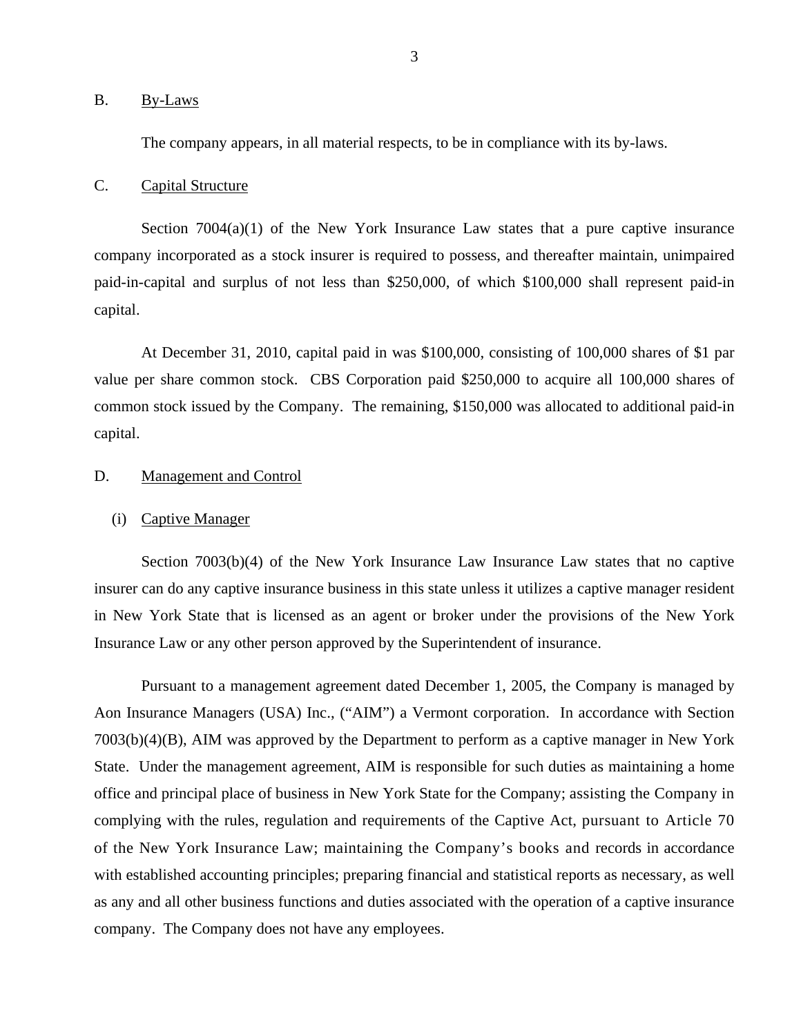## B. By-Laws

The company appears, in all material respects, to be in compliance with its by-laws.

## C. Capital Structure

Section 7004(a)(1) of the New York Insurance Law states that a pure captive insurance company incorporated as a stock insurer is required to possess, and thereafter maintain, unimpaired paid-in-capital and surplus of not less than $250,000, of which $100,000 shall represent paid-in capital.

At December 31, 2010, capital paid in was $100,000, consisting of 100,000 shares of $1 par value per share common stock. CBS Corporation paid $250,000 to acquire all 100,000 shares of common stock issued by the Company. The remaining, $150,000 was allocated to additional paid-in capital.

## D. Management and Control

### (i) Captive Manager

Section 7003(b)(4) of the New York Insurance Law Insurance Law states that no captive insurer can do any captive insurance business in this state unless it utilizes a captive manager resident in New York State that is licensed as an agent or broker under the provisions of the New York Insurance Law or any other person approved by the Superintendent of insurance.

Pursuant to a management agreement dated December 1, 2005, the Company is managed by Aon Insurance Managers (USA) Inc., ("AIM") a Vermont corporation. In accordance with Section 7003(b)(4)(B), AIM was approved by the Department to perform as a captive manager in New York State. Under the management agreement, AIM is responsible for such duties as maintaining a home office and principal place of business in New York State for the Company; assisting the Company in complying with the rules, regulation and requirements of the Captive Act, pursuant to Article 70 of the New York Insurance Law; maintaining the Company's books and records in accordance with established accounting principles; preparing financial and statistical reports as necessary, as well as any and all other business functions and duties associated with the operation of a captive insurance company. The Company does not have any employees.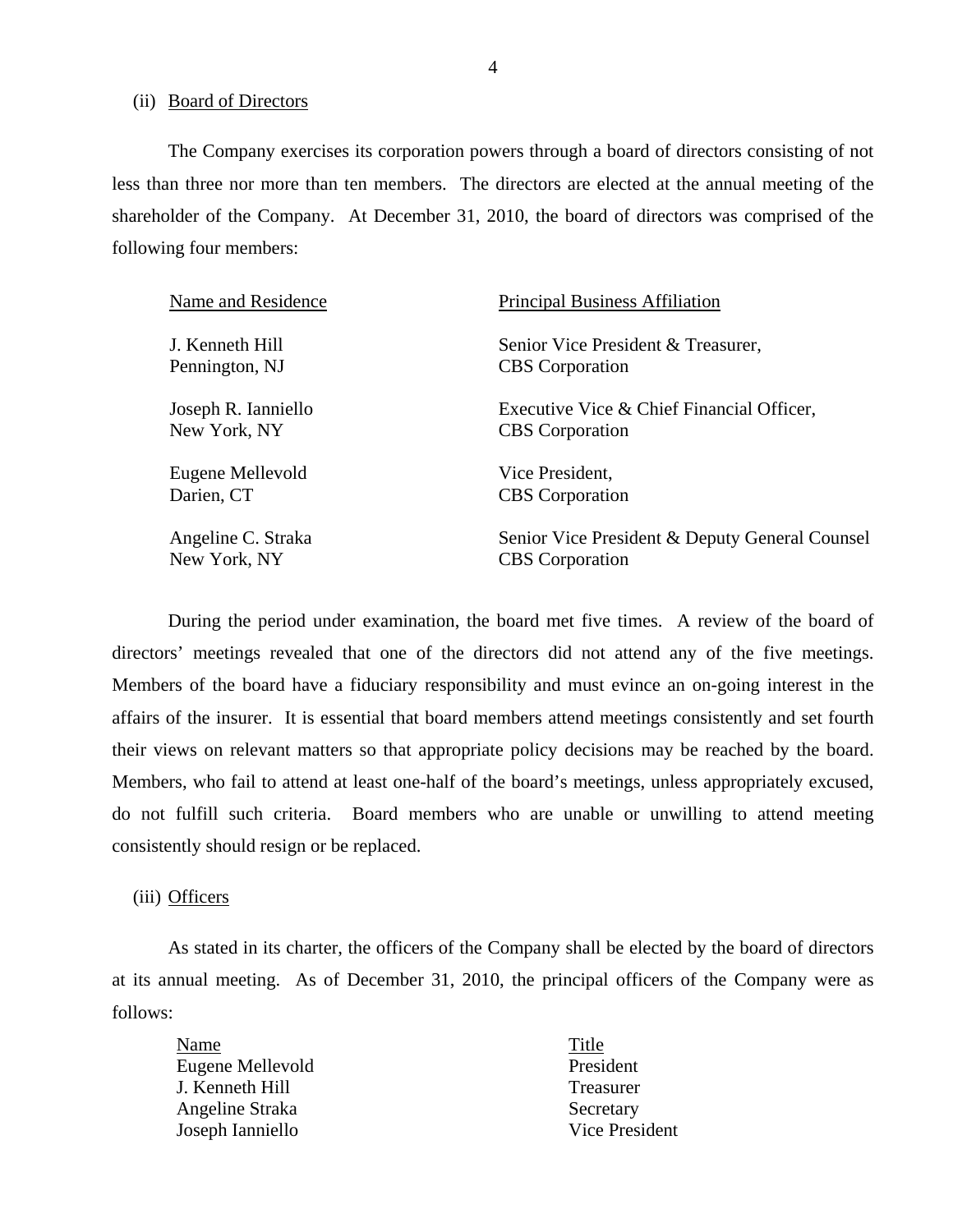(ii) Board of Directors

The Company exercises its corporation powers through a board of directors consisting of not less than three nor more than ten members. The directors are elected at the annual meeting of the shareholder of the Company. At December 31, 2010, the board of directors was comprised of the following four members:

| Name and Residence | Principal Business Affiliation |
|---|---|
| J. Kenneth Hill<br>Pennington, NJ | Senior Vice President & Treasurer,<br>CBS Corporation |
| Joseph R. Ianniello<br>New York, NY | Executive Vice & Chief Financial Officer,<br>CBS Corporation |
| Eugene Mellevold<br>Darien, CT | Vice President,<br>CBS Corporation |
| Angeline C. Straka<br>New York, NY | Senior Vice President & Deputy General Counsel<br>CBS Corporation |

During the period under examination, the board met five times. A review of the board of directors' meetings revealed that one of the directors did not attend any of the five meetings. Members of the board have a fiduciary responsibility and must evince an on-going interest in the affairs of the insurer. It is essential that board members attend meetings consistently and set fourth their views on relevant matters so that appropriate policy decisions may be reached by the board. Members, who fail to attend at least one-half of the board's meetings, unless appropriately excused, do not fulfill such criteria. Board members who are unable or unwilling to attend meeting consistently should resign or be replaced.

(iii) Officers

As stated in its charter, the officers of the Company shall be elected by the board of directors at its annual meeting. As of December 31, 2010, the principal officers of the Company were as follows:

| Name | Title |
|---|---|
| Eugene Mellevold | President |
| J. Kenneth Hill | Treasurer |
| Angeline Straka | Secretary |
| Joseph Ianniello | Vice President |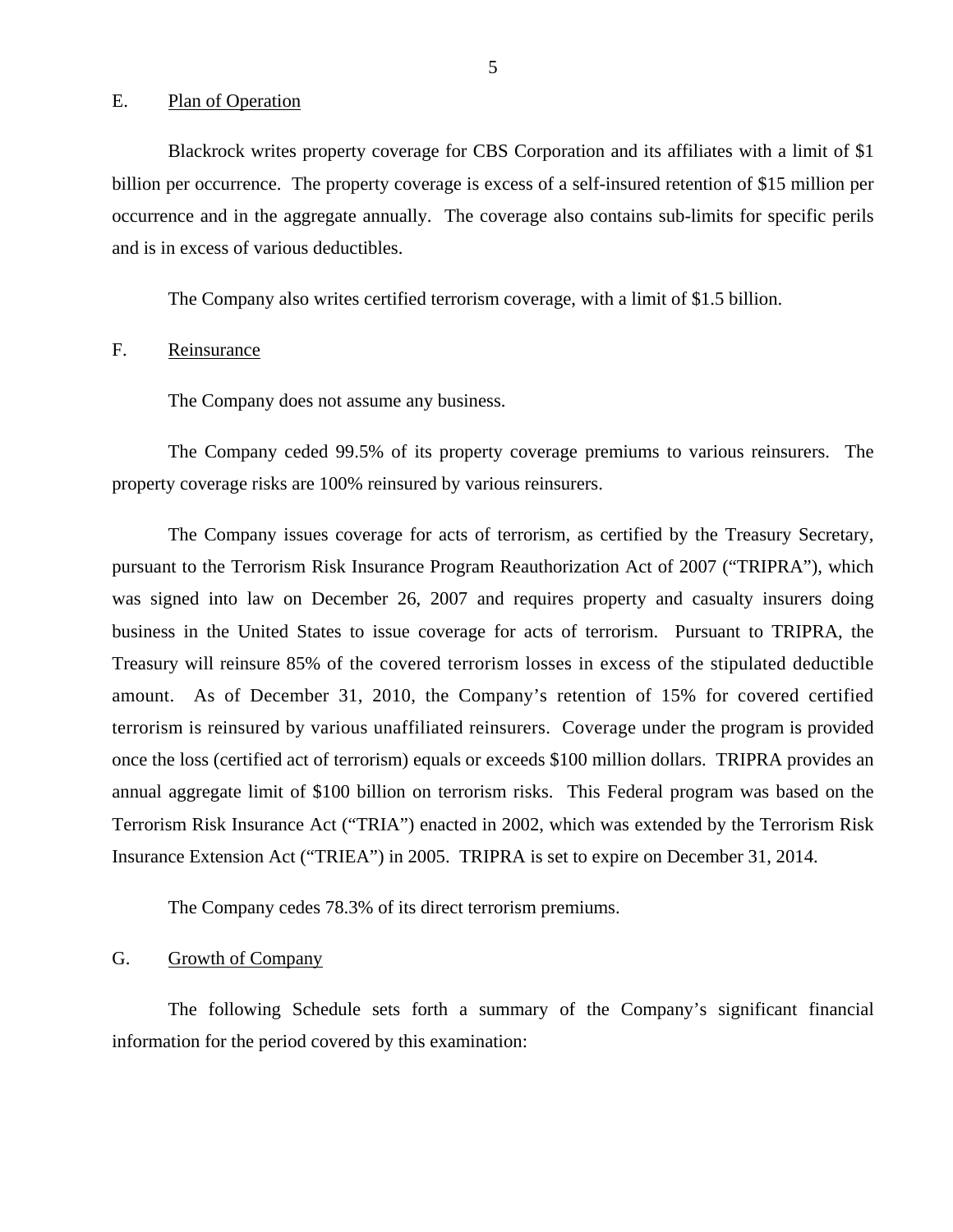## E. Plan of Operation

Blackrock writes property coverage for CBS Corporation and its affiliates with a limit of $1 billion per occurrence. The property coverage is excess of a self-insured retention of $15 million per occurrence and in the aggregate annually. The coverage also contains sub-limits for specific perils and is in excess of various deductibles.

The Company also writes certified terrorism coverage, with a limit of $1.5 billion.

## F. Reinsurance

The Company does not assume any business.

The Company ceded 99.5% of its property coverage premiums to various reinsurers. The property coverage risks are 100% reinsured by various reinsurers.

The Company issues coverage for acts of terrorism, as certified by the Treasury Secretary, pursuant to the Terrorism Risk Insurance Program Reauthorization Act of 2007 ("TRIPRA"), which was signed into law on December 26, 2007 and requires property and casualty insurers doing business in the United States to issue coverage for acts of terrorism. Pursuant to TRIPRA, the Treasury will reinsure 85% of the covered terrorism losses in excess of the stipulated deductible amount. As of December 31, 2010, the Company's retention of 15% for covered certified terrorism is reinsured by various unaffiliated reinsurers. Coverage under the program is provided once the loss (certified act of terrorism) equals or exceeds $100 million dollars. TRIPRA provides an annual aggregate limit of $100 billion on terrorism risks. This Federal program was based on the Terrorism Risk Insurance Act ("TRIA") enacted in 2002, which was extended by the Terrorism Risk Insurance Extension Act ("TRIEA") in 2005. TRIPRA is set to expire on December 31, 2014.

The Company cedes 78.3% of its direct terrorism premiums.

## G. Growth of Company

The following Schedule sets forth a summary of the Company's significant financial information for the period covered by this examination: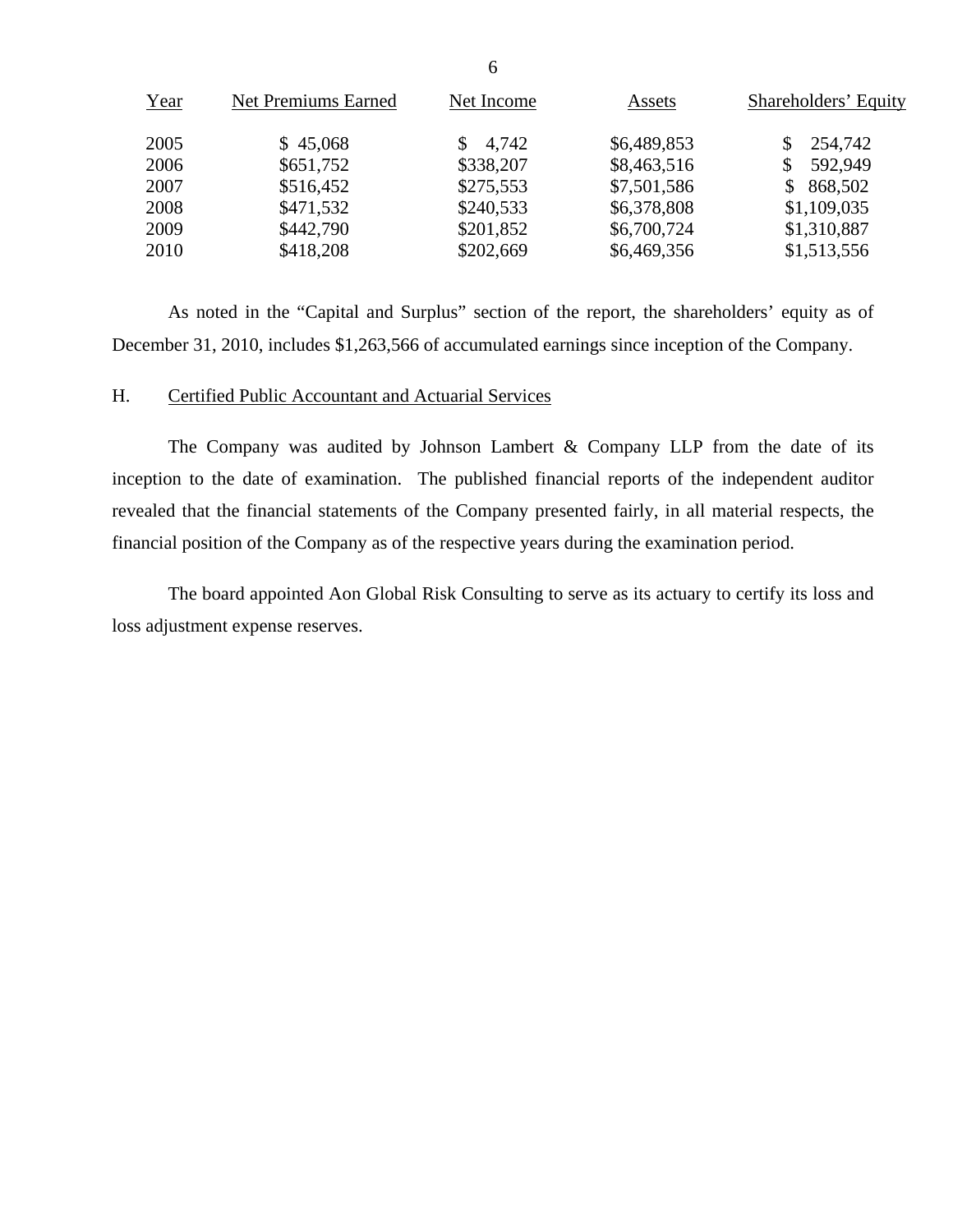| Year | Net Premiums Earned | Net Income | Assets | Shareholders' Equity |
|---|---|---|---|---|
| 2005 | $ 45,068 | $ 4,742 | $6,489,853 | $ 254,742 |
| 2006 | $651,752 | $338,207 | $8,463,516 | $ 592,949 |
| 2007 | $516,452 | $275,553 | $7,501,586 | $ 868,502 |
| 2008 | $471,532 | $240,533 | $6,378,808 | $1,109,035 |
| 2009 | $442,790 | $201,852 | $6,700,724 | $1,310,887 |
| 2010 | $418,208 | $202,669 | $6,469,356 | $1,513,556 |

As noted in the "Capital and Surplus" section of the report, the shareholders' equity as of December 31, 2010, includes $1,263,566 of accumulated earnings since inception of the Company.

## H. Certified Public Accountant and Actuarial Services

The Company was audited by Johnson Lambert & Company LLP from the date of its inception to the date of examination. The published financial reports of the independent auditor revealed that the financial statements of the Company presented fairly, in all material respects, the financial position of the Company as of the respective years during the examination period.

The board appointed Aon Global Risk Consulting to serve as its actuary to certify its loss and loss adjustment expense reserves.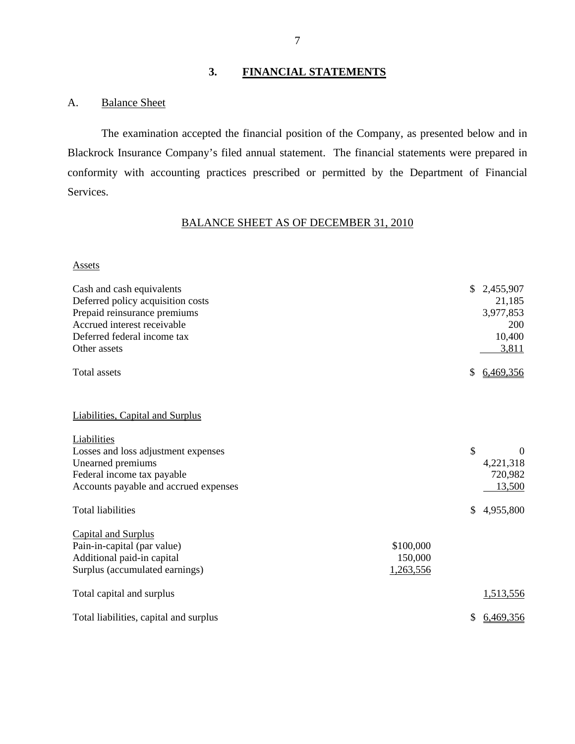## 3. FINANCIAL STATEMENTS

### A. Balance Sheet

The examination accepted the financial position of the Company, as presented below and in Blackrock Insurance Company's filed annual statement. The financial statements were prepared in conformity with accounting practices prescribed or permitted by the Department of Financial Services.

BALANCE SHEET AS OF DECEMBER 31, 2010

| | | |
|---|---|---|
| Assets | | |
| Cash and cash equivalents | | $ 2,455,907 |
| Deferred policy acquisition costs | | 21,185 |
| Prepaid reinsurance premiums | | 3,977,853 |
| Accrued interest receivable | | 200 |
| Deferred federal income tax | | 10,400 |
| Other assets | | 3,811 |
| Total assets | | $ 6,469,356 |
| | | |
| Liabilities, Capital and Surplus | | |
| Liabilities | | |
| Losses and loss adjustment expenses | | $ 0 |
| Unearned premiums | | 4,221,318 |
| Federal income tax payable | | 720,982 |
| Accounts payable and accrued expenses | | 13,500 |
| Total liabilities | | $ 4,955,800 |
| | | |
| Capital and Surplus | | |
| Pain-in-capital (par value) | $100,000 | |
| Additional paid-in capital | 150,000 | |
| Surplus (accumulated earnings) | 1,263,556 | |
| Total capital and surplus | | 1,513,556 |
| Total liabilities, capital and surplus | | $ 6,469,356 |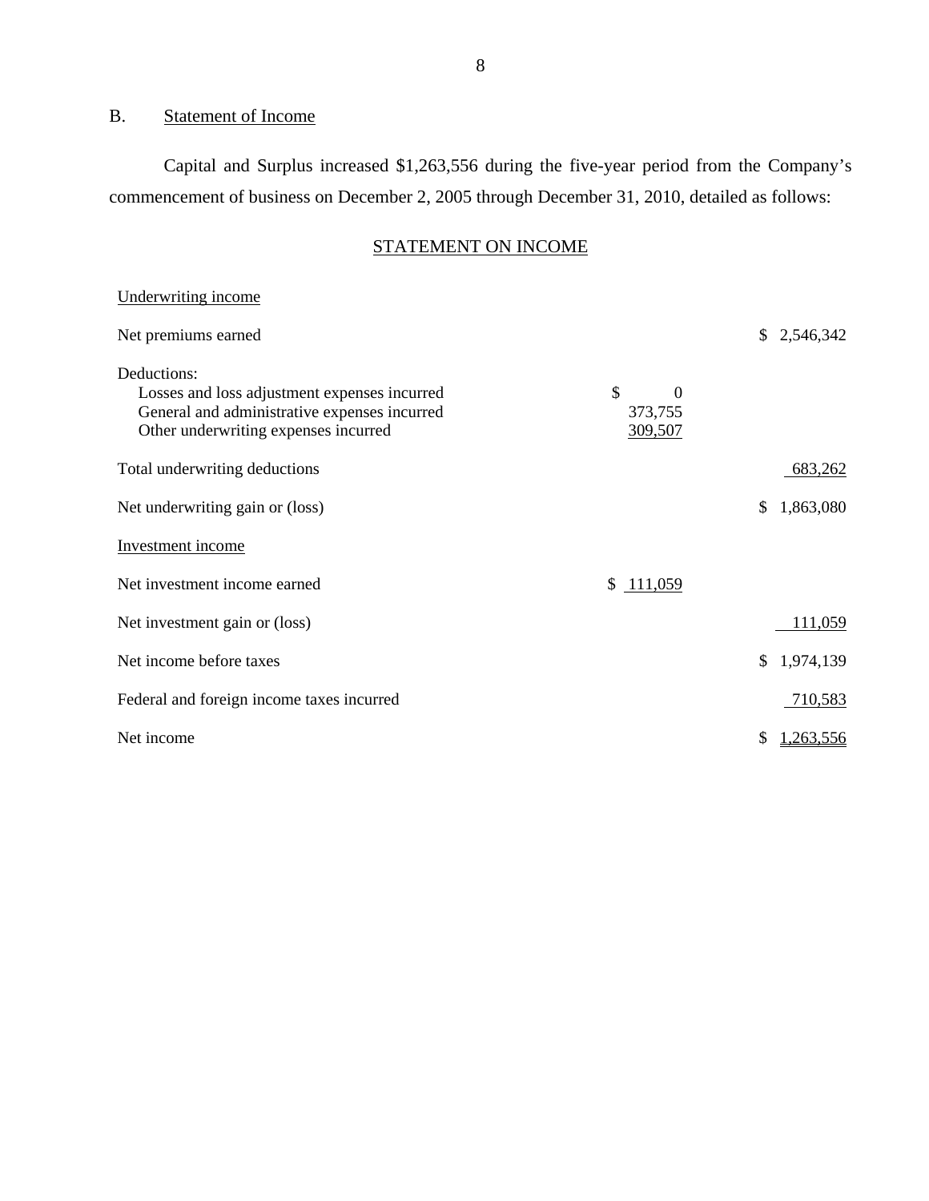## B. Statement of Income

Capital and Surplus increased $1,263,556 during the five-year period from the Company's commencement of business on December 2, 2005 through December 31, 2010, detailed as follows:

### STATEMENT ON INCOME

| | | |
|---|---|---|
| Underwriting income | | |
| Net premiums earned | | $ 2,546,342 |
| Deductions: | | |
| Losses and loss adjustment expenses incurred | $ 0 | |
| General and administrative expenses incurred | 373,755 | |
| Other underwriting expenses incurred | 309,507 | |
| Total underwriting deductions | | 683,262 |
| Net underwriting gain or (loss) | | $ 1,863,080 |
| Investment income | | |
| Net investment income earned | $ 111,059 | |
| Net investment gain or (loss) | | 111,059 |
| Net income before taxes | | $ 1,974,139 |
| Federal and foreign income taxes incurred | | 710,583 |
| Net income | | $ 1,263,556 |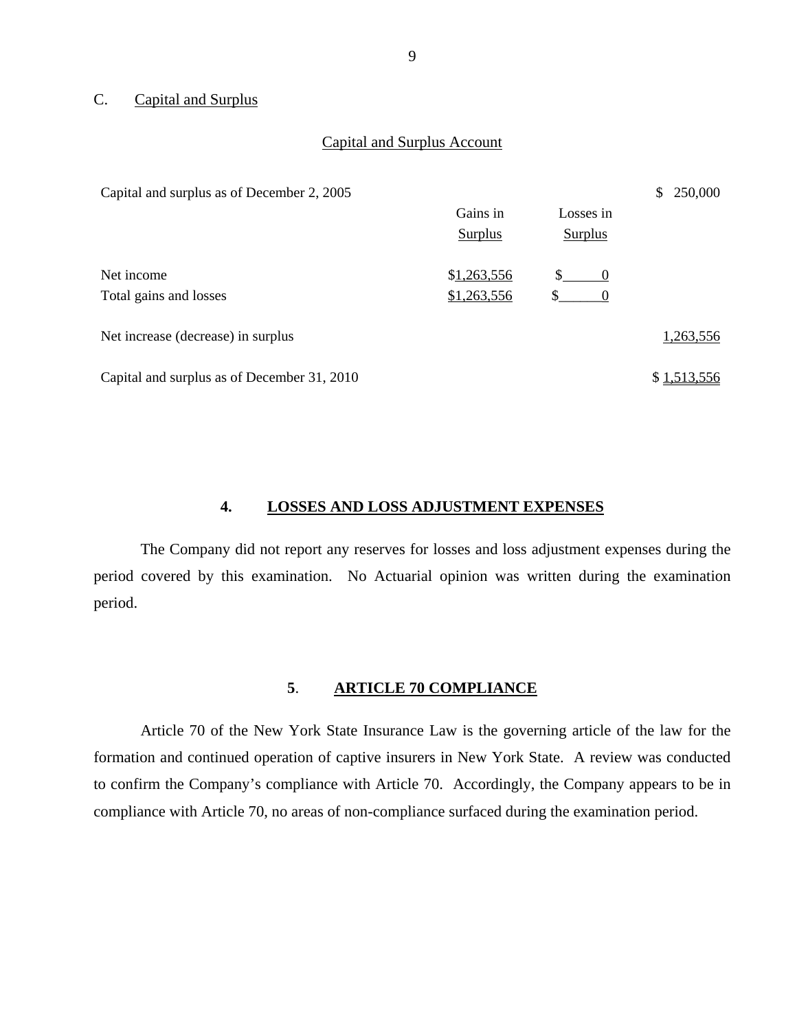C. Capital and Surplus

Capital and Surplus Account

| | Gains in Surplus | Losses in Surplus | |
|---|---|---|---|
| Capital and surplus as of December 2, 2005 | | | $ 250,000 |
| Net income | $1,263,556 | $ 0 | |
| Total gains and losses | $1,263,556 | $ 0 | |
| Net increase (decrease) in surplus | | | 1,263,556 |
| Capital and surplus as of December 31, 2010 | | | $ 1,513,556 |

## 4. LOSSES AND LOSS ADJUSTMENT EXPENSES

The Company did not report any reserves for losses and loss adjustment expenses during the period covered by this examination. No Actuarial opinion was written during the examination period.

## 5. ARTICLE 70 COMPLIANCE

Article 70 of the New York State Insurance Law is the governing article of the law for the formation and continued operation of captive insurers in New York State. A review was conducted to confirm the Company's compliance with Article 70. Accordingly, the Company appears to be in compliance with Article 70, no areas of non-compliance surfaced during the examination period.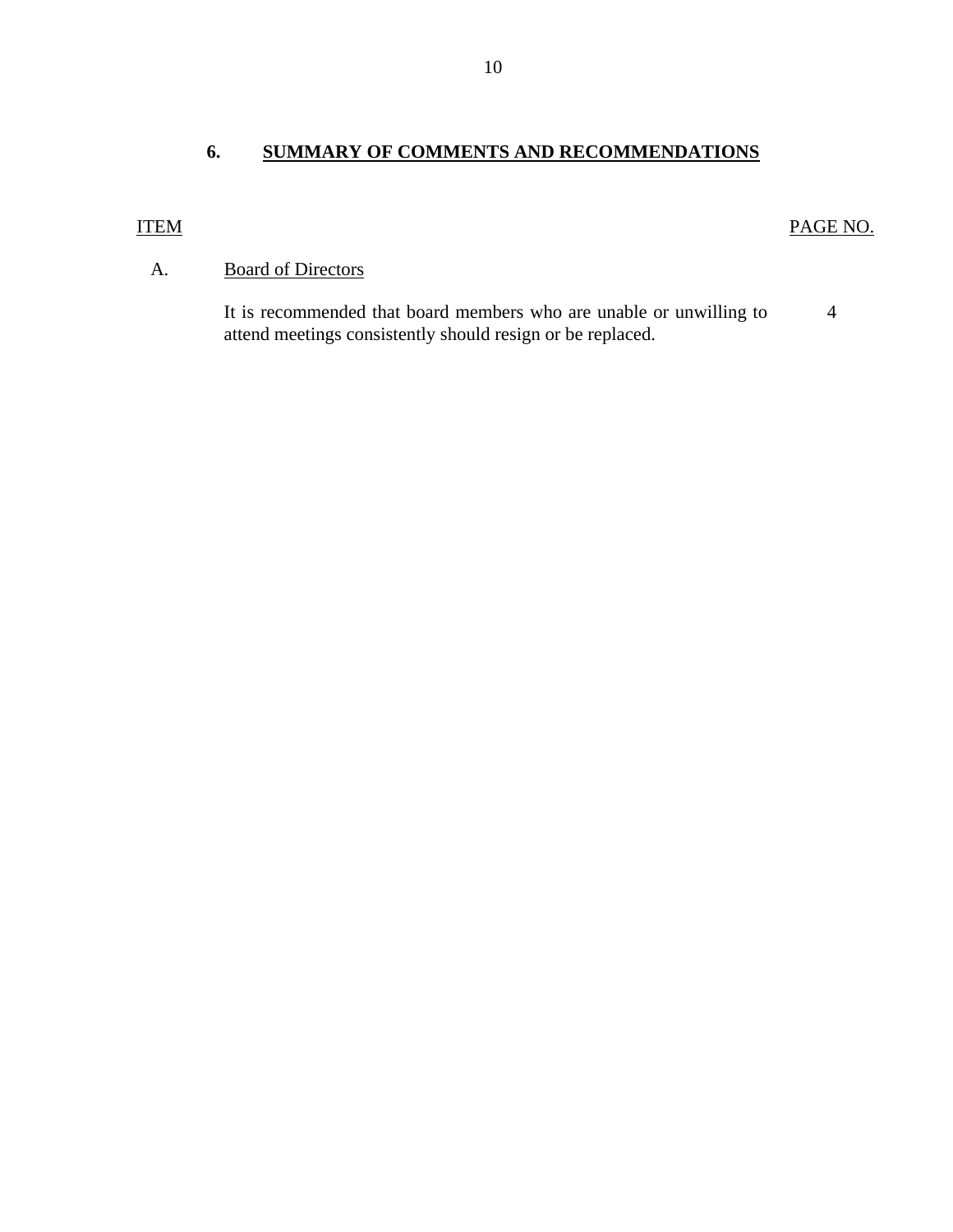## 6. SUMMARY OF COMMENTS AND RECOMMENDATIONS

| ITEM | | PAGE NO. |
|---|---|---|
| A. | Board of Directors | |
| | It is recommended that board members who are unable or unwilling to attend meetings consistently should resign or be replaced. | 4 |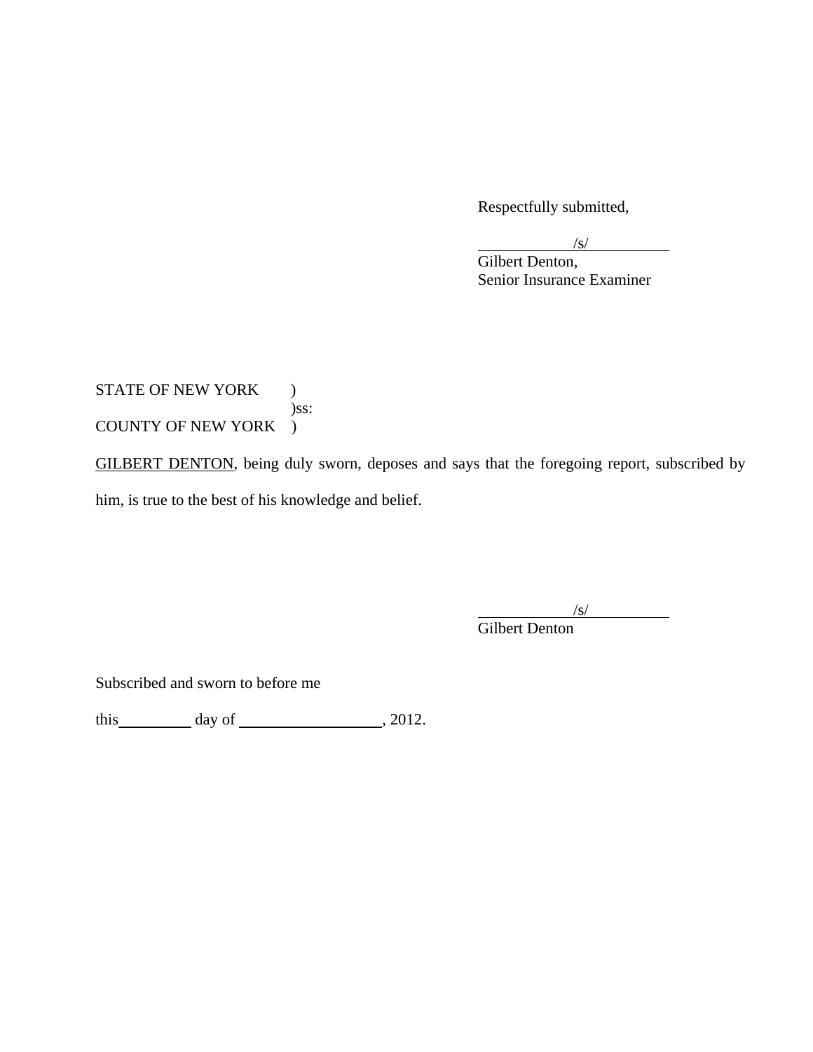Respectfully submitted,

/s/
Gilbert Denton,
Senior Insurance Examiner

STATE OF NEW YORK )
)ss:
COUNTY OF NEW YORK )

GILBERT DENTON, being duly sworn, deposes and says that the foregoing report, subscribed by him, is true to the best of his knowledge and belief.

/s/
Gilbert Denton

Subscribed and sworn to before me

this\_\_\_\_\_\_\_\_\_ day of \_\_\_\_\_\_\_\_\_\_\_\_\_\_\_\_\_\_, 2012.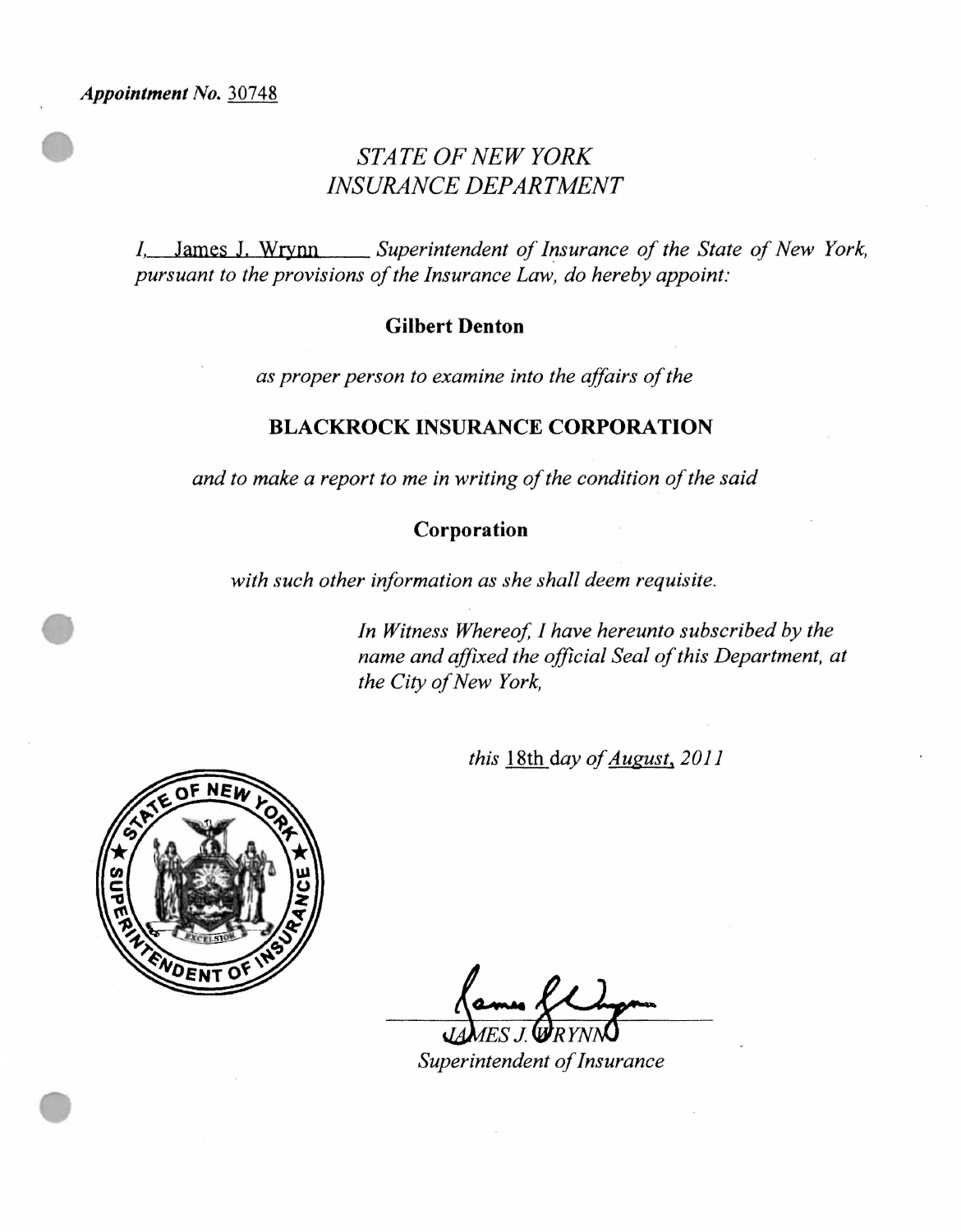*Appointment No.* 30748

## *STATE OF NEW YORK*
## *INSURANCE DEPARTMENT*

*I,* James J. Wrynn *Superintendent of Insurance of the State of New York, pursuant to the provisions of the Insurance Law, do hereby appoint:*

**Gilbert Denton**

*as proper person to examine into the affairs of the*

**BLACKROCK INSURANCE CORPORATION**

*and to make a report to me in writing of the condition of the said*

**Corporation**

*with such other information as she shall deem requisite.*

*In Witness Whereof, I have hereunto subscribed by the name and affixed the official Seal of this Department, at the City of New York,*

*this* 18th *day of* *August, 2011*

STATE OF NEW YORK ★ SUPERINTENDENT OF INSURANCE ★ EXCELSIOR

*JAMES J. WRYNN*
*Superintendent of Insurance*